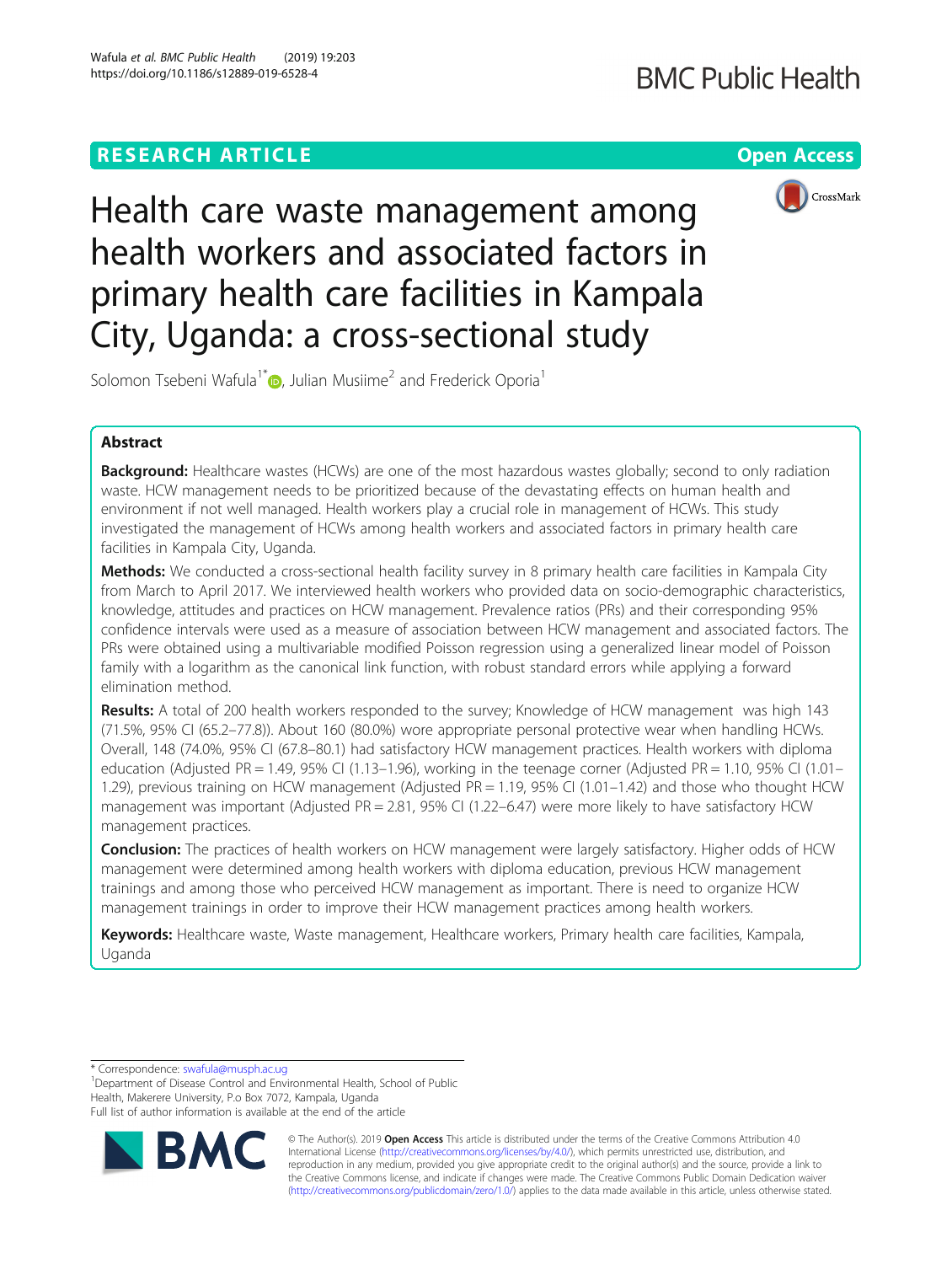RESEARCH ARTICLE

Open Access

# Health care waste management among health workers and associated factors in primary health care facilities in Kampala City, Uganda: a cross-sectional study

Solomon Tsebeni Wafula[1*], Julian Musiime[2] and Frederick Oporia[1]

## Abstract

**Background:** Healthcare wastes (HCWs) are one of the most hazardous wastes globally; second to only radiation waste. HCW management needs to be prioritized because of the devastating effects on human health and environment if not well managed. Health workers play a crucial role in management of HCWs. This study investigated the management of HCWs among health workers and associated factors in primary health care facilities in Kampala City, Uganda.

**Methods:** We conducted a cross-sectional health facility survey in 8 primary health care facilities in Kampala City from March to April 2017. We interviewed health workers who provided data on socio-demographic characteristics, knowledge, attitudes and practices on HCW management. Prevalence ratios (PRs) and their corresponding 95% confidence intervals were used as a measure of association between HCW management and associated factors. The PRs were obtained using a multivariable modified Poisson regression using a generalized linear model of Poisson family with a logarithm as the canonical link function, with robust standard errors while applying a forward elimination method.

**Results:** A total of 200 health workers responded to the survey; Knowledge of HCW management was high 143 (71.5%, 95% CI (65.2–77.8)). About 160 (80.0%) wore appropriate personal protective wear when handling HCWs. Overall, 148 (74.0%, 95% CI (67.8–80.1) had satisfactory HCW management practices. Health workers with diploma education (Adjusted PR = 1.49, 95% CI (1.13–1.96), working in the teenage corner (Adjusted PR = 1.10, 95% CI (1.01–1.29), previous training on HCW management (Adjusted PR = 1.19, 95% CI (1.01–1.42) and those who thought HCW management was important (Adjusted PR = 2.81, 95% CI (1.22–6.47) were more likely to have satisfactory HCW management practices.

**Conclusion:** The practices of health workers on HCW management were largely satisfactory. Higher odds of HCW management were determined among health workers with diploma education, previous HCW management trainings and among those who perceived HCW management as important. There is need to organize HCW management trainings in order to improve their HCW management practices among health workers.

**Keywords:** Healthcare waste, Waste management, Healthcare workers, Primary health care facilities, Kampala, Uganda

---

\* Correspondence: swafula@musph.ac.ug

[1]Department of Disease Control and Environmental Health, School of Public Health, Makerere University, P.o Box 7072, Kampala, Uganda

Full list of author information is available at the end of the article

© The Author(s). 2019 **Open Access** This article is distributed under the terms of the Creative Commons Attribution 4.0 International License (http://creativecommons.org/licenses/by/4.0/), which permits unrestricted use, distribution, and reproduction in any medium, provided you give appropriate credit to the original author(s) and the source, provide a link to the Creative Commons license, and indicate if changes were made. The Creative Commons Public Domain Dedication waiver (http://creativecommons.org/publicdomain/zero/1.0/) applies to the data made available in this article, unless otherwise stated.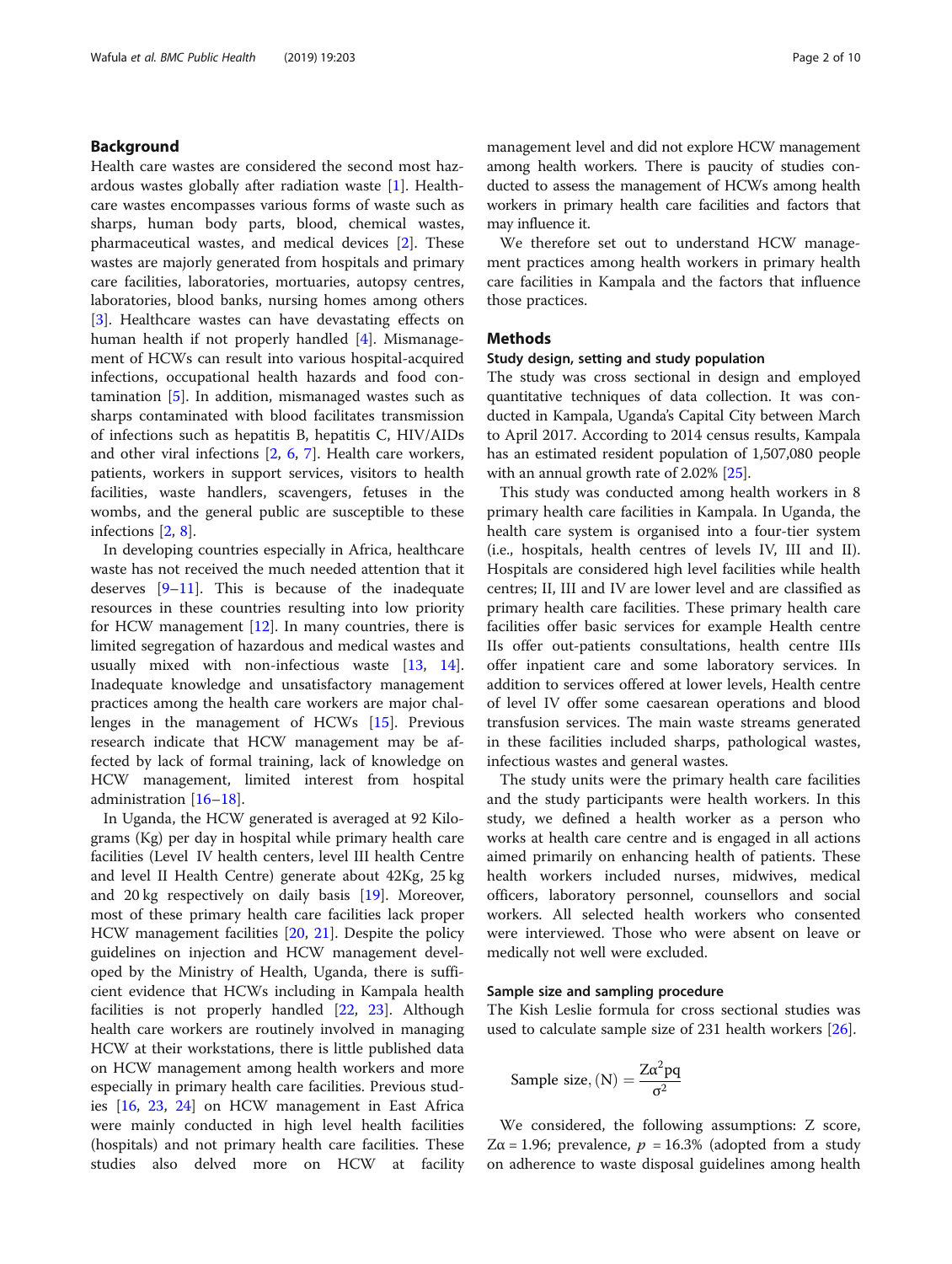## Background

Health care wastes are considered the second most hazardous wastes globally after radiation waste [1]. Healthcare wastes encompasses various forms of waste such as sharps, human body parts, blood, chemical wastes, pharmaceutical wastes, and medical devices [2]. These wastes are majorly generated from hospitals and primary care facilities, laboratories, mortuaries, autopsy centres, laboratories, blood banks, nursing homes among others [3]. Healthcare wastes can have devastating effects on human health if not properly handled [4]. Mismanagement of HCWs can result into various hospital-acquired infections, occupational health hazards and food contamination [5]. In addition, mismanaged wastes such as sharps contaminated with blood facilitates transmission of infections such as hepatitis B, hepatitis C, HIV/AIDs and other viral infections [2, 6, 7]. Health care workers, patients, workers in support services, visitors to health facilities, waste handlers, scavengers, fetuses in the wombs, and the general public are susceptible to these infections [2, 8].

In developing countries especially in Africa, healthcare waste has not received the much needed attention that it deserves [9–11]. This is because of the inadequate resources in these countries resulting into low priority for HCW management [12]. In many countries, there is limited segregation of hazardous and medical wastes and usually mixed with non-infectious waste [13, 14]. Inadequate knowledge and unsatisfactory management practices among the health care workers are major challenges in the management of HCWs [15]. Previous research indicate that HCW management may be affected by lack of formal training, lack of knowledge on HCW management, limited interest from hospital administration [16–18].

In Uganda, the HCW generated is averaged at 92 Kilograms (Kg) per day in hospital while primary health care facilities (Level IV health centers, level III health Centre and level II Health Centre) generate about 42Kg, 25 kg and 20 kg respectively on daily basis [19]. Moreover, most of these primary health care facilities lack proper HCW management facilities [20, 21]. Despite the policy guidelines on injection and HCW management developed by the Ministry of Health, Uganda, there is sufficient evidence that HCWs including in Kampala health facilities is not properly handled [22, 23]. Although health care workers are routinely involved in managing HCW at their workstations, there is little published data on HCW management among health workers and more especially in primary health care facilities. Previous studies [16, 23, 24] on HCW management in East Africa were mainly conducted in high level health facilities (hospitals) and not primary health care facilities. These studies also delved more on HCW at facility management level and did not explore HCW management among health workers. There is paucity of studies conducted to assess the management of HCWs among health workers in primary health care facilities and factors that may influence it.

We therefore set out to understand HCW management practices among health workers in primary health care facilities in Kampala and the factors that influence those practices.

## Methods

### Study design, setting and study population

The study was cross sectional in design and employed quantitative techniques of data collection. It was conducted in Kampala, Uganda's Capital City between March to April 2017. According to 2014 census results, Kampala has an estimated resident population of 1,507,080 people with an annual growth rate of 2.02% [25].

This study was conducted among health workers in 8 primary health care facilities in Kampala. In Uganda, the health care system is organised into a four-tier system (i.e., hospitals, health centres of levels IV, III and II). Hospitals are considered high level facilities while health centres; II, III and IV are lower level and are classified as primary health care facilities. These primary health care facilities offer basic services for example Health centre IIs offer out-patients consultations, health centre IIIs offer inpatient care and some laboratory services. In addition to services offered at lower levels, Health centre of level IV offer some caesarean operations and blood transfusion services. The main waste streams generated in these facilities included sharps, pathological wastes, infectious wastes and general wastes.

The study units were the primary health care facilities and the study participants were health workers. In this study, we defined a health worker as a person who works at health care centre and is engaged in all actions aimed primarily on enhancing health of patients. These health workers included nurses, midwives, medical officers, laboratory personnel, counsellors and social workers. All selected health workers who consented were interviewed. Those who were absent on leave or medically not well were excluded.

### Sample size and sampling procedure

The Kish Leslie formula for cross sectional studies was used to calculate sample size of 231 health workers [26].

$$\text{Sample size, (N)} = \frac{Z\alpha^2 pq}{\sigma^2}$$

We considered, the following assumptions: Z score, $Z\alpha = 1.96$; prevalence, $p = 16.3\%$ (adopted from a study on adherence to waste disposal guidelines among health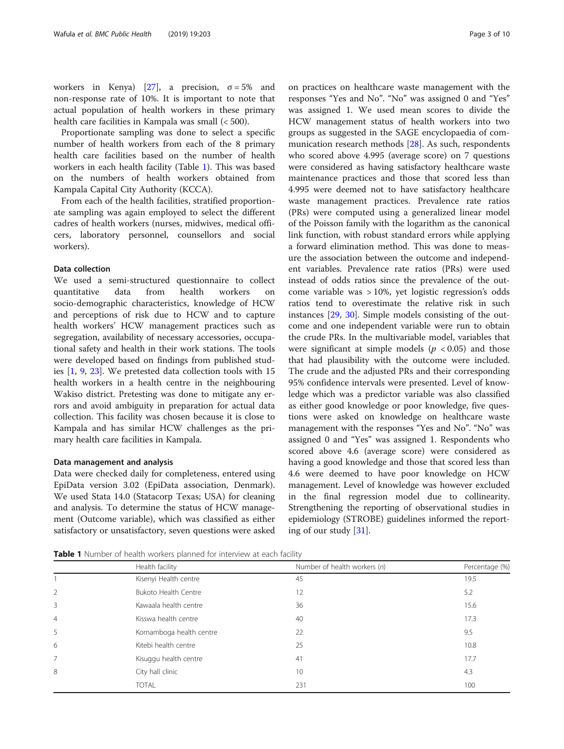workers in Kenya) [27], a precision, σ = 5% and non-response rate of 10%. It is important to note that actual population of health workers in these primary health care facilities in Kampala was small (< 500).

Proportionate sampling was done to select a specific number of health workers from each of the 8 primary health care facilities based on the number of health workers in each health facility (Table 1). This was based on the numbers of health workers obtained from Kampala Capital City Authority (KCCA).

From each of the health facilities, stratified proportionate sampling was again employed to select the different cadres of health workers (nurses, midwives, medical officers, laboratory personnel, counsellors and social workers).

### Data collection

We used a semi-structured questionnaire to collect quantitative data from health workers on socio-demographic characteristics, knowledge of HCW and perceptions of risk due to HCW and to capture health workers' HCW management practices such as segregation, availability of necessary accessories, occupational safety and health in their work stations. The tools were developed based on findings from published studies [1, 9, 23]. We pretested data collection tools with 15 health workers in a health centre in the neighbouring Wakiso district. Pretesting was done to mitigate any errors and avoid ambiguity in preparation for actual data collection. This facility was chosen because it is close to Kampala and has similar HCW challenges as the primary health care facilities in Kampala.

### Data management and analysis

Data were checked daily for completeness, entered using EpiData version 3.02 (EpiData association, Denmark). We used Stata 14.0 (Statacorp Texas; USA) for cleaning and analysis. To determine the status of HCW management (Outcome variable), which was classified as either satisfactory or unsatisfactory, seven questions were asked on practices on healthcare waste management with the responses "Yes and No". "No" was assigned 0 and "Yes" was assigned 1. We used mean scores to divide the HCW management status of health workers into two groups as suggested in the SAGE encyclopaedia of communication research methods [28]. As such, respondents who scored above 4.995 (average score) on 7 questions were considered as having satisfactory healthcare waste maintenance practices and those that scored less than 4.995 were deemed not to have satisfactory healthcare waste management practices. Prevalence rate ratios (PRs) were computed using a generalized linear model of the Poisson family with the logarithm as the canonical link function, with robust standard errors while applying a forward elimination method. This was done to measure the association between the outcome and independent variables. Prevalence rate ratios (PRs) were used instead of odds ratios since the prevalence of the outcome variable was > 10%, yet logistic regression's odds ratios tend to overestimate the relative risk in such instances [29, 30]. Simple models consisting of the outcome and one independent variable were run to obtain the crude PRs. In the multivariable model, variables that were significant at simple models ($p < 0.05$) and those that had plausibility with the outcome were included. The crude and the adjusted PRs and their corresponding 95% confidence intervals were presented. Level of knowledge which was a predictor variable was also classified as either good knowledge or poor knowledge, five questions were asked on knowledge on healthcare waste management with the responses "Yes and No". "No" was assigned 0 and "Yes" was assigned 1. Respondents who scored above 4.6 (average score) were considered as having a good knowledge and those that scored less than 4.6 were deemed to have poor knowledge on HCW management. Level of knowledge was however excluded in the final regression model due to collinearity. Strengthening the reporting of observational studies in epidemiology (STROBE) guidelines informed the reporting of our study [31].

**Table 1** Number of health workers planned for interview at each facility

| | Health facility | Number of health workers (*n*) | Percentage (%) |
|---|---|---|---|
| 1 | Kisenyi Health centre | 45 | 19.5 |
| 2 | Bukoto Health Centre | 12 | 5.2 |
| 3 | Kawaala health centre | 36 | 15.6 |
| 4 | Kisswa health centre | 40 | 17.3 |
| 5 | Komamboga health centre | 22 | 9.5 |
| 6 | Kitebi health centre | 25 | 10.8 |
| 7 | Kisuggu health centre | 41 | 17.7 |
| 8 | City hall clinic | 10 | 4.3 |
| | TOTAL | 231 | 100 |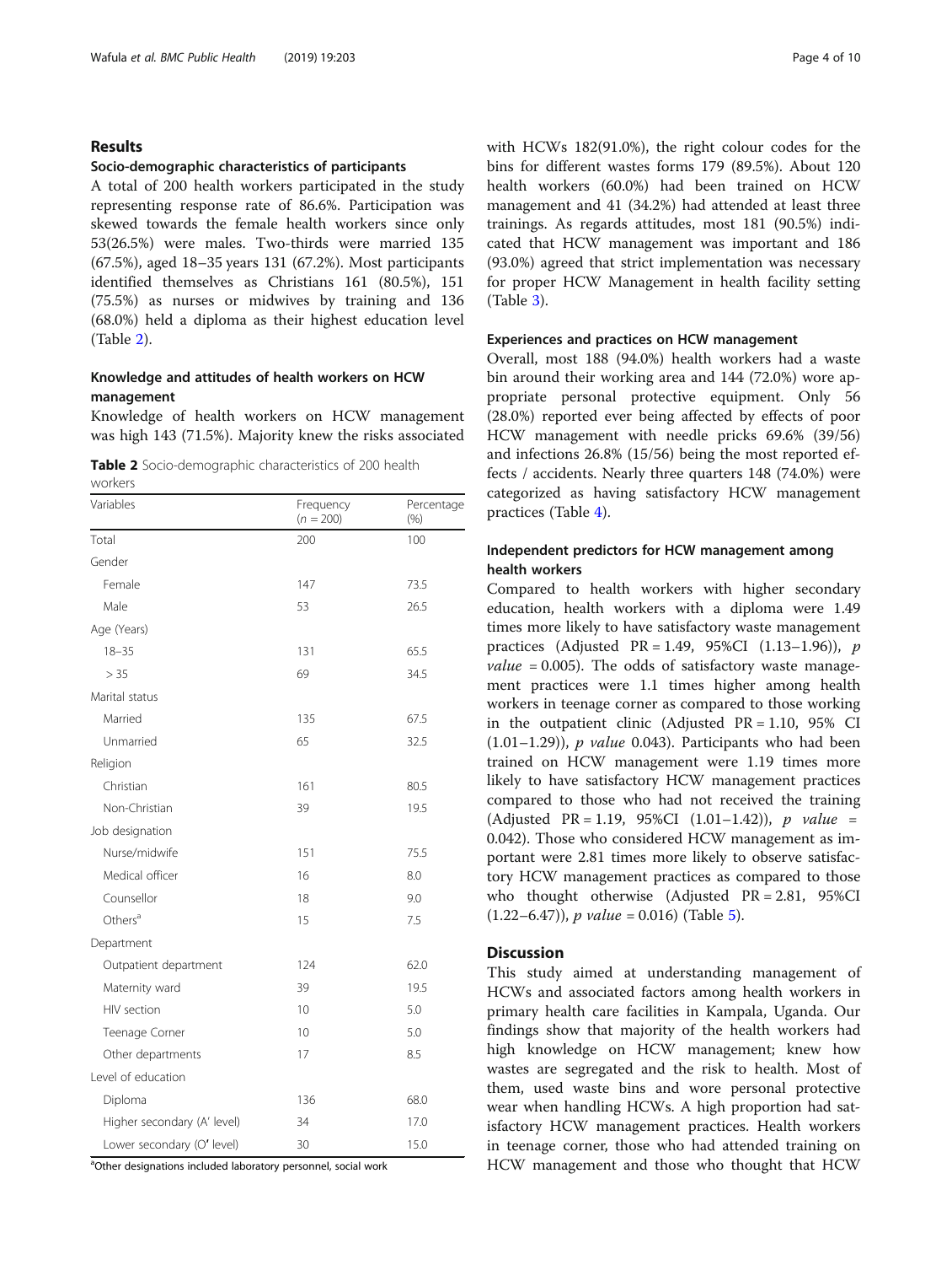## Results

### Socio-demographic characteristics of participants

A total of 200 health workers participated in the study representing response rate of 86.6%. Participation was skewed towards the female health workers since only 53(26.5%) were males. Two-thirds were married 135 (67.5%), aged 18–35 years 131 (67.2%). Most participants identified themselves as Christians 161 (80.5%), 151 (75.5%) as nurses or midwives by training and 136 (68.0%) held a diploma as their highest education level (Table 2).

### Knowledge and attitudes of health workers on HCW management

Knowledge of health workers on HCW management was high 143 (71.5%). Majority knew the risks associated with HCWs 182(91.0%), the right colour codes for the bins for different wastes forms 179 (89.5%). About 120 health workers (60.0%) had been trained on HCW management and 41 (34.2%) had attended at least three trainings. As regards attitudes, most 181 (90.5%) indicated that HCW management was important and 186 (93.0%) agreed that strict implementation was necessary for proper HCW Management in health facility setting (Table 3).

**Table 2** Socio-demographic characteristics of 200 health workers

| Variables | Frequency ($n = 200$) | Percentage (%) |
|---|---|---|
| Total | 200 | 100 |
| Gender | | |
| Female | 147 | 73.5 |
| Male | 53 | 26.5 |
| Age (Years) | | |
| 18–35 | 131 | 65.5 |
| > 35 | 69 | 34.5 |
| Marital status | | |
| Married | 135 | 67.5 |
| Unmarried | 65 | 32.5 |
| Religion | | |
| Christian | 161 | 80.5 |
| Non-Christian | 39 | 19.5 |
| Job designation | | |
| Nurse/midwife | 151 | 75.5 |
| Medical officer | 16 | 8.0 |
| Counsellor | 18 | 9.0 |
| Others[a] | 15 | 7.5 |
| Department | | |
| Outpatient department | 124 | 62.0 |
| Maternity ward | 39 | 19.5 |
| HIV section | 10 | 5.0 |
| Teenage Corner | 10 | 5.0 |
| Other departments | 17 | 8.5 |
| Level of education | | |
| Diploma | 136 | 68.0 |
| Higher secondary (A' level) | 34 | 17.0 |
| Lower secondary (O' level) | 30 | 15.0 |

[a]Other designations included laboratory personnel, social work

### Experiences and practices on HCW management

Overall, most 188 (94.0%) health workers had a waste bin around their working area and 144 (72.0%) wore appropriate personal protective equipment. Only 56 (28.0%) reported ever being affected by effects of poor HCW management with needle pricks 69.6% (39/56) and infections 26.8% (15/56) being the most reported effects / accidents. Nearly three quarters 148 (74.0%) were categorized as having satisfactory HCW management practices (Table 4).

### Independent predictors for HCW management among health workers

Compared to health workers with higher secondary education, health workers with a diploma were 1.49 times more likely to have satisfactory waste management practices (Adjusted PR = 1.49, 95%CI (1.13–1.96)), *p value* = 0.005). The odds of satisfactory waste management practices were 1.1 times higher among health workers in teenage corner as compared to those working in the outpatient clinic (Adjusted PR = 1.10, 95% CI (1.01–1.29)), *p value* 0.043). Participants who had been trained on HCW management were 1.19 times more likely to have satisfactory HCW management practices compared to those who had not received the training (Adjusted PR = 1.19, 95%CI (1.01–1.42)), *p value* = 0.042). Those who considered HCW management as important were 2.81 times more likely to observe satisfactory HCW management practices as compared to those who thought otherwise (Adjusted PR = 2.81, 95%CI (1.22–6.47)), *p value* = 0.016) (Table 5).

## Discussion

This study aimed at understanding management of HCWs and associated factors among health workers in primary health care facilities in Kampala, Uganda. Our findings show that majority of the health workers had high knowledge on HCW management; knew how wastes are segregated and the risk to health. Most of them, used waste bins and wore personal protective wear when handling HCWs. A high proportion had satisfactory HCW management practices. Health workers in teenage corner, those who had attended training on HCW management and those who thought that HCW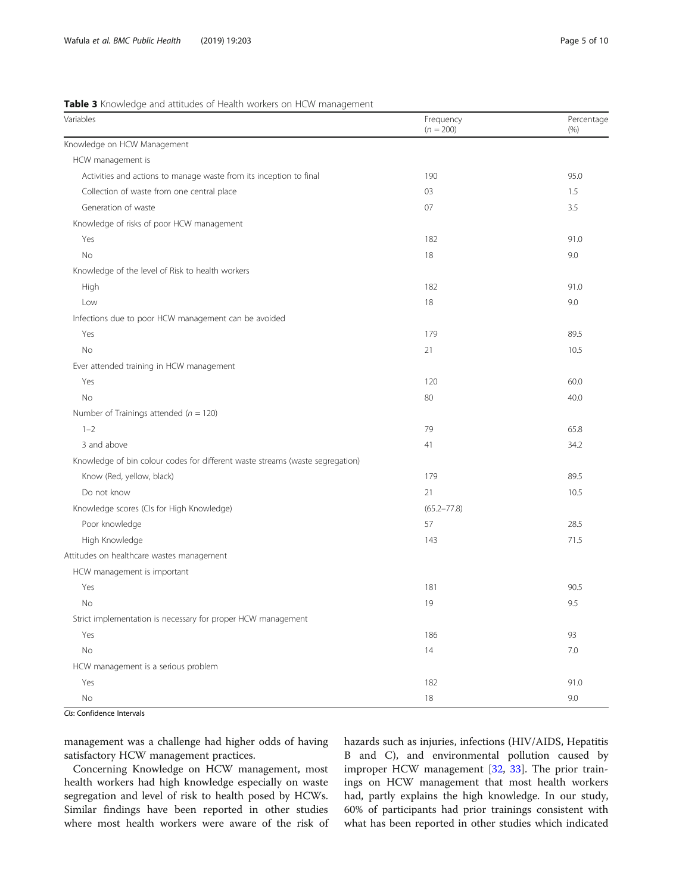**Table 3** Knowledge and attitudes of Health workers on HCW management

| Variables | Frequency ($n$ = 200) | Percentage (%) |
|---|---|---|
| Knowledge on HCW Management | | |
| HCW management is | | |
| Activities and actions to manage waste from its inception to final | 190 | 95.0 |
| Collection of waste from one central place | 03 | 1.5 |
| Generation of waste | 07 | 3.5 |
| Knowledge of risks of poor HCW management | | |
| Yes | 182 | 91.0 |
| No | 18 | 9.0 |
| Knowledge of the level of Risk to health workers | | |
| High | 182 | 91.0 |
| Low | 18 | 9.0 |
| Infections due to poor HCW management can be avoided | | |
| Yes | 179 | 89.5 |
| No | 21 | 10.5 |
| Ever attended training in HCW management | | |
| Yes | 120 | 60.0 |
| No | 80 | 40.0 |
| Number of Trainings attended ($n$ = 120) | | |
| 1–2 | 79 | 65.8 |
| 3 and above | 41 | 34.2 |
| Knowledge of bin colour codes for different waste streams (waste segregation) | | |
| Know (Red, yellow, black) | 179 | 89.5 |
| Do not know | 21 | 10.5 |
| Knowledge scores (CIs for High Knowledge) | (65.2–77.8) | |
| Poor knowledge | 57 | 28.5 |
| High Knowledge | 143 | 71.5 |
| Attitudes on healthcare wastes management | | |
| HCW management is important | | |
| Yes | 181 | 90.5 |
| No | 19 | 9.5 |
| Strict implementation is necessary for proper HCW management | | |
| Yes | 186 | 93 |
| No | 14 | 7.0 |
| HCW management is a serious problem | | |
| Yes | 182 | 91.0 |
| No | 18 | 9.0 |

*CIs*: Confidence Intervals

management was a challenge had higher odds of having satisfactory HCW management practices.

Concerning Knowledge on HCW management, most health workers had high knowledge especially on waste segregation and level of risk to health posed by HCWs. Similar findings have been reported in other studies where most health workers were aware of the risk of hazards such as injuries, infections (HIV/AIDS, Hepatitis B and C), and environmental pollution caused by improper HCW management [32, 33]. The prior trainings on HCW management that most health workers had, partly explains the high knowledge. In our study, 60% of participants had prior trainings consistent with what has been reported in other studies which indicated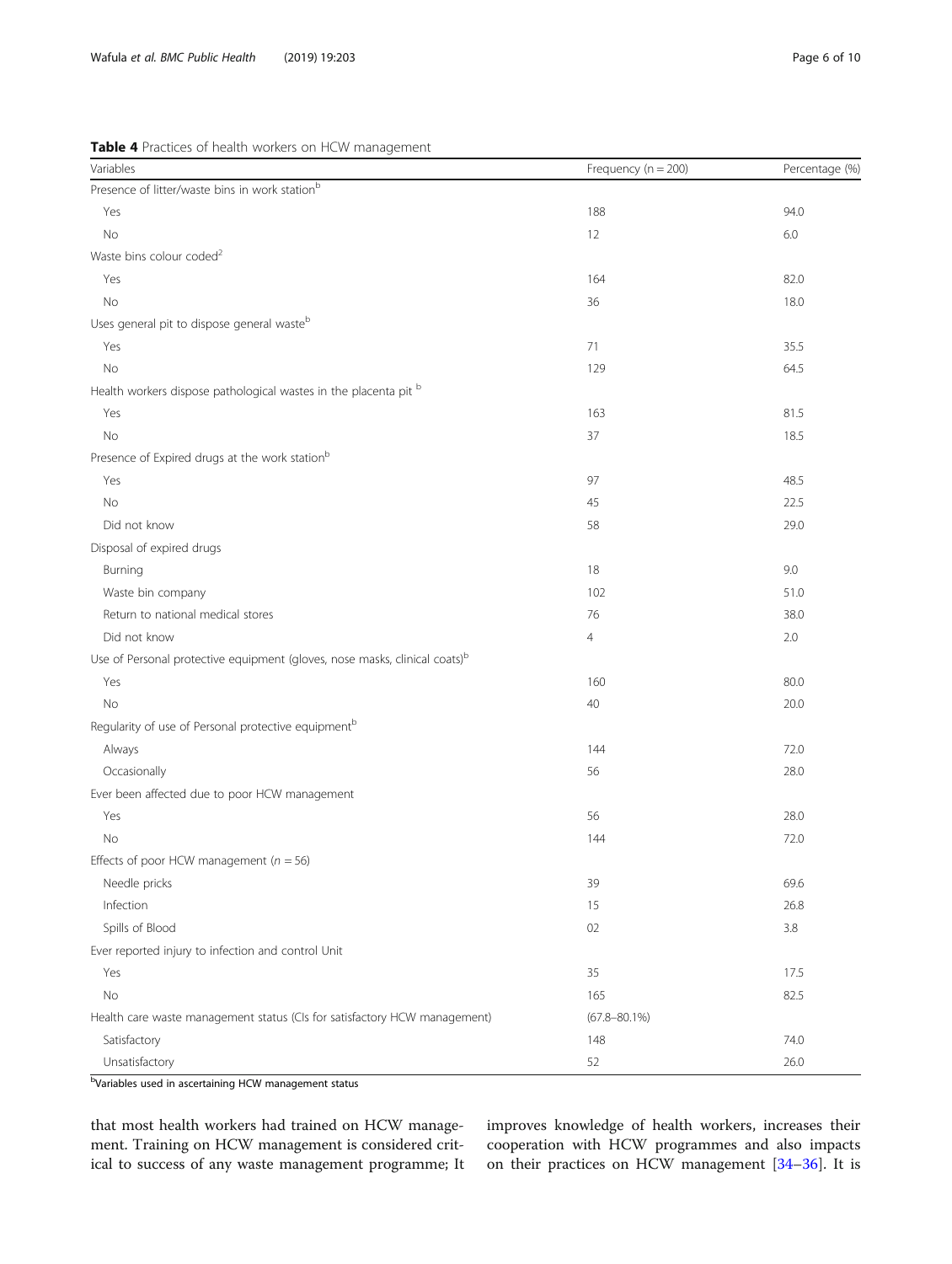**Table 4** Practices of health workers on HCW management

| Variables | Frequency (n = 200) | Percentage (%) |
|---|---|---|
| Presence of litter/waste bins in work station[b] | | |
| Yes | 188 | 94.0 |
| No | 12 | 6.0 |
| Waste bins colour coded[2] | | |
| Yes | 164 | 82.0 |
| No | 36 | 18.0 |
| Uses general pit to dispose general waste[b] | | |
| Yes | 71 | 35.5 |
| No | 129 | 64.5 |
| Health workers dispose pathological wastes in the placenta pit [b] | | |
| Yes | 163 | 81.5 |
| No | 37 | 18.5 |
| Presence of Expired drugs at the work station[b] | | |
| Yes | 97 | 48.5 |
| No | 45 | 22.5 |
| Did not know | 58 | 29.0 |
| Disposal of expired drugs | | |
| Burning | 18 | 9.0 |
| Waste bin company | 102 | 51.0 |
| Return to national medical stores | 76 | 38.0 |
| Did not know | 4 | 2.0 |
| Use of Personal protective equipment (gloves, nose masks, clinical coats)[b] | | |
| Yes | 160 | 80.0 |
| No | 40 | 20.0 |
| Regularity of use of Personal protective equipment[b] | | |
| Always | 144 | 72.0 |
| Occasionally | 56 | 28.0 |
| Ever been affected due to poor HCW management | | |
| Yes | 56 | 28.0 |
| No | 144 | 72.0 |
| Effects of poor HCW management (*n* = 56) | | |
| Needle pricks | 39 | 69.6 |
| Infection | 15 | 26.8 |
| Spills of Blood | 02 | 3.8 |
| Ever reported injury to infection and control Unit | | |
| Yes | 35 | 17.5 |
| No | 165 | 82.5 |
| Health care waste management status (CIs for satisfactory HCW management) | (67.8–80.1%) | |
| Satisfactory | 148 | 74.0 |
| Unsatisfactory | 52 | 26.0 |

[b]Variables used in ascertaining HCW management status

that most health workers had trained on HCW management. Training on HCW management is considered critical to success of any waste management programme; It improves knowledge of health workers, increases their cooperation with HCW programmes and also impacts on their practices on HCW management [34–36]. It is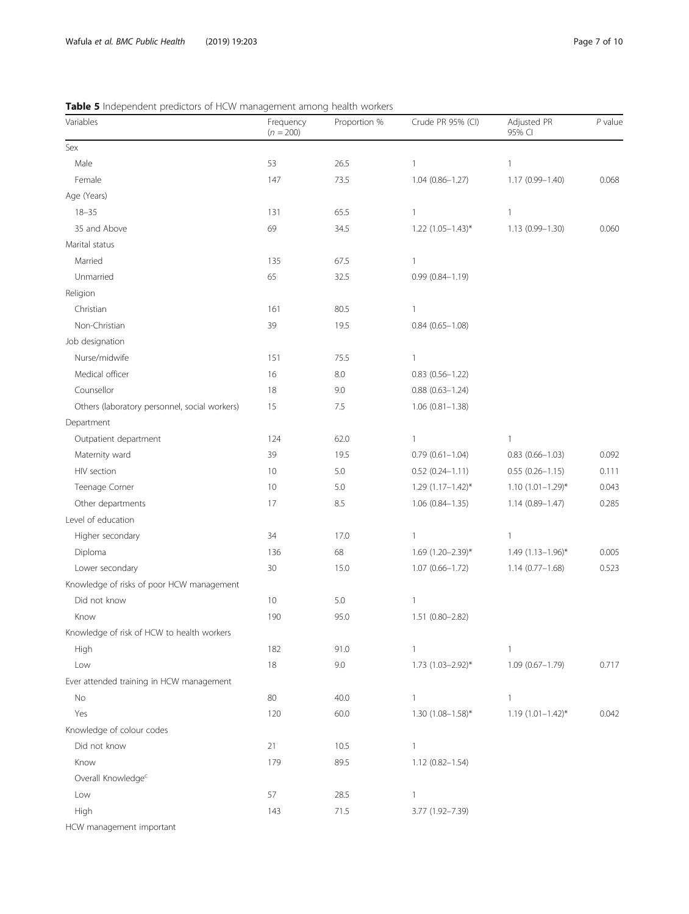**Table 5** Independent predictors of HCW management among health workers

| Variables | Frequency (*n* = 200) | Proportion % | Crude PR 95% (CI) | Adjusted PR 95% CI | *P* value |
|---|---|---|---|---|---|
| Sex | | | | | |
| Male | 53 | 26.5 | 1 | 1 | |
| Female | 147 | 73.5 | 1.04 (0.86–1.27) | 1.17 (0.99–1.40) | 0.068 |
| Age (Years) | | | | | |
| 18–35 | 131 | 65.5 | 1 | 1 | |
| 35 and Above | 69 | 34.5 | 1.22 (1.05–1.43)* | 1.13 (0.99–1.30) | 0.060 |
| Marital status | | | | | |
| Married | 135 | 67.5 | 1 | | |
| Unmarried | 65 | 32.5 | 0.99 (0.84–1.19) | | |
| Religion | | | | | |
| Christian | 161 | 80.5 | 1 | | |
| Non-Christian | 39 | 19.5 | 0.84 (0.65–1.08) | | |
| Job designation | | | | | |
| Nurse/midwife | 151 | 75.5 | 1 | | |
| Medical officer | 16 | 8.0 | 0.83 (0.56–1.22) | | |
| Counsellor | 18 | 9.0 | 0.88 (0.63–1.24) | | |
| Others (laboratory personnel, social workers) | 15 | 7.5 | 1.06 (0.81–1.38) | | |
| Department | | | | | |
| Outpatient department | 124 | 62.0 | 1 | 1 | |
| Maternity ward | 39 | 19.5 | 0.79 (0.61–1.04) | 0.83 (0.66–1.03) | 0.092 |
| HIV section | 10 | 5.0 | 0.52 (0.24–1.11) | 0.55 (0.26–1.15) | 0.111 |
| Teenage Corner | 10 | 5.0 | 1.29 (1.17–1.42)* | 1.10 (1.01–1.29)* | 0.043 |
| Other departments | 17 | 8.5 | 1.06 (0.84–1.35) | 1.14 (0.89–1.47) | 0.285 |
| Level of education | | | | | |
| Higher secondary | 34 | 17.0 | 1 | 1 | |
| Diploma | 136 | 68 | 1.69 (1.20–2.39)* | 1.49 (1.13–1.96)* | 0.005 |
| Lower secondary | 30 | 15.0 | 1.07 (0.66–1.72) | 1.14 (0.77–1.68) | 0.523 |
| Knowledge of risks of poor HCW management | | | | | |
| Did not know | 10 | 5.0 | 1 | | |
| Know | 190 | 95.0 | 1.51 (0.80–2.82) | | |
| Knowledge of risk of HCW to health workers | | | | | |
| High | 182 | 91.0 | 1 | 1 | |
| Low | 18 | 9.0 | 1.73 (1.03–2.92)* | 1.09 (0.67–1.79) | 0.717 |
| Ever attended training in HCW management | | | | | |
| No | 80 | 40.0 | 1 | 1 | |
| Yes | 120 | 60.0 | 1.30 (1.08–1.58)* | 1.19 (1.01–1.42)* | 0.042 |
| Knowledge of colour codes | | | | | |
| Did not know | 21 | 10.5 | 1 | | |
| Know | 179 | 89.5 | 1.12 (0.82–1.54) | | |
| Overall Knowledge[c] | | | | | |
| Low | 57 | 28.5 | 1 | | |
| High | 143 | 71.5 | 3.77 (1.92–7.39) | | |
| HCW management important | | | | | |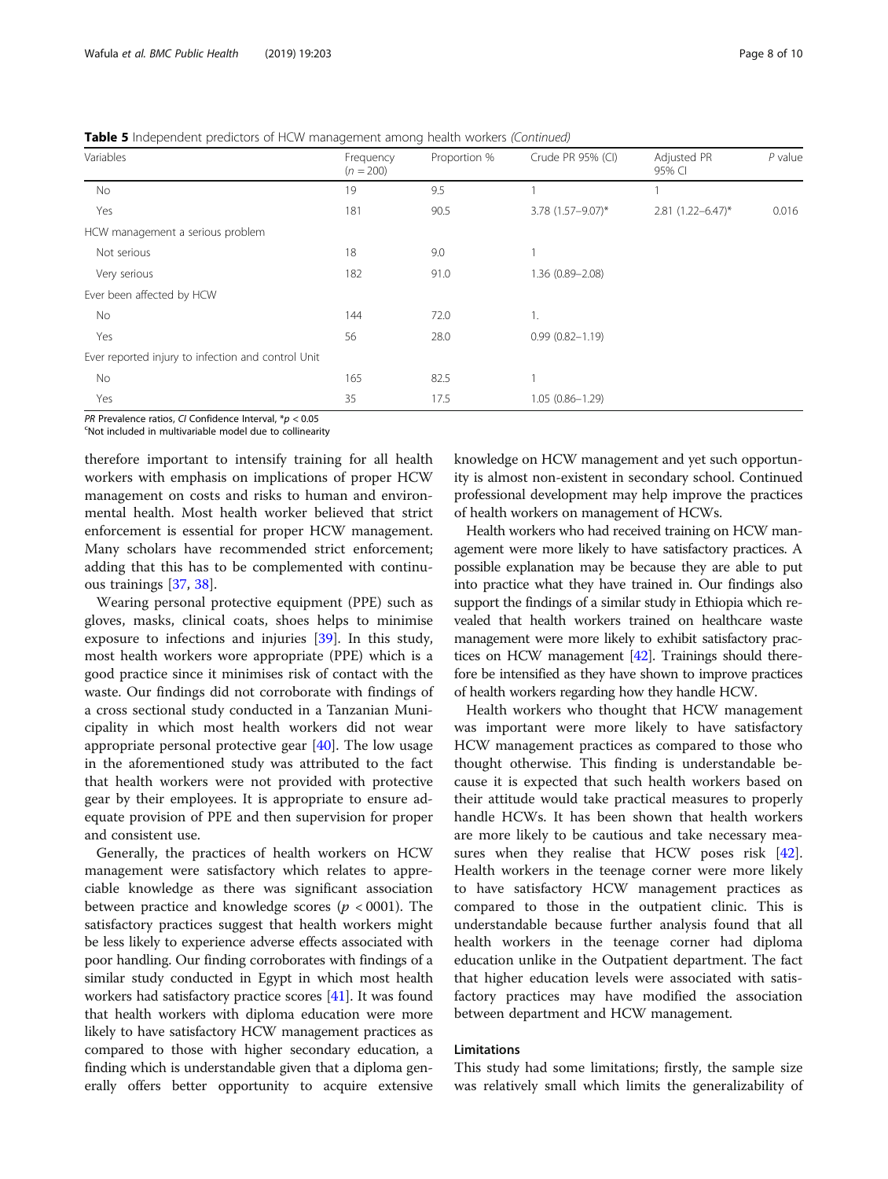**Table 5** Independent predictors of HCW management among health workers *(Continued)*

| Variables | Frequency (*n* = 200) | Proportion % | Crude PR 95% (CI) | Adjusted PR 95% CI | *P* value |
|---|---|---|---|---|---|
| No | 19 | 9.5 | 1 | 1 | |
| Yes | 181 | 90.5 | 3.78 (1.57–9.07)* | 2.81 (1.22–6.47)* | 0.016 |
| HCW management a serious problem | | | | | |
| Not serious | 18 | 9.0 | 1 | | |
| Very serious | 182 | 91.0 | 1.36 (0.89–2.08) | | |
| Ever been affected by HCW | | | | | |
| No | 144 | 72.0 | 1. | | |
| Yes | 56 | 28.0 | 0.99 (0.82–1.19) | | |
| Ever reported injury to infection and control Unit | | | | | |
| No | 165 | 82.5 | 1 | | |
| Yes | 35 | 17.5 | 1.05 (0.86–1.29) | | |

*PR* Prevalence ratios, *CI* Confidence Interval, *$p < 0.05$
[c]Not included in multivariable model due to collinearity

therefore important to intensify training for all health workers with emphasis on implications of proper HCW management on costs and risks to human and environmental health. Most health worker believed that strict enforcement is essential for proper HCW management. Many scholars have recommended strict enforcement; adding that this has to be complemented with continuous trainings [37, 38].

Wearing personal protective equipment (PPE) such as gloves, masks, clinical coats, shoes helps to minimise exposure to infections and injuries [39]. In this study, most health workers wore appropriate (PPE) which is a good practice since it minimises risk of contact with the waste. Our findings did not corroborate with findings of a cross sectional study conducted in a Tanzanian Municipality in which most health workers did not wear appropriate personal protective gear [40]. The low usage in the aforementioned study was attributed to the fact that health workers were not provided with protective gear by their employees. It is appropriate to ensure adequate provision of PPE and then supervision for proper and consistent use.

Generally, the practices of health workers on HCW management were satisfactory which relates to appreciable knowledge as there was significant association between practice and knowledge scores ($p < 0001$). The satisfactory practices suggest that health workers might be less likely to experience adverse effects associated with poor handling. Our finding corroborates with findings of a similar study conducted in Egypt in which most health workers had satisfactory practice scores [41]. It was found that health workers with diploma education were more likely to have satisfactory HCW management practices as compared to those with higher secondary education, a finding which is understandable given that a diploma generally offers better opportunity to acquire extensive knowledge on HCW management and yet such opportunity is almost non-existent in secondary school. Continued professional development may help improve the practices of health workers on management of HCWs.

Health workers who had received training on HCW management were more likely to have satisfactory practices. A possible explanation may be because they are able to put into practice what they have trained in. Our findings also support the findings of a similar study in Ethiopia which revealed that health workers trained on healthcare waste management were more likely to exhibit satisfactory practices on HCW management [42]. Trainings should therefore be intensified as they have shown to improve practices of health workers regarding how they handle HCW.

Health workers who thought that HCW management was important were more likely to have satisfactory HCW management practices as compared to those who thought otherwise. This finding is understandable because it is expected that such health workers based on their attitude would take practical measures to properly handle HCWs. It has been shown that health workers are more likely to be cautious and take necessary measures when they realise that HCW poses risk [42]. Health workers in the teenage corner were more likely to have satisfactory HCW management practices as compared to those in the outpatient clinic. This is understandable because further analysis found that all health workers in the teenage corner had diploma education unlike in the Outpatient department. The fact that higher education levels were associated with satisfactory practices may have modified the association between department and HCW management.

## Limitations

This study had some limitations; firstly, the sample size was relatively small which limits the generalizability of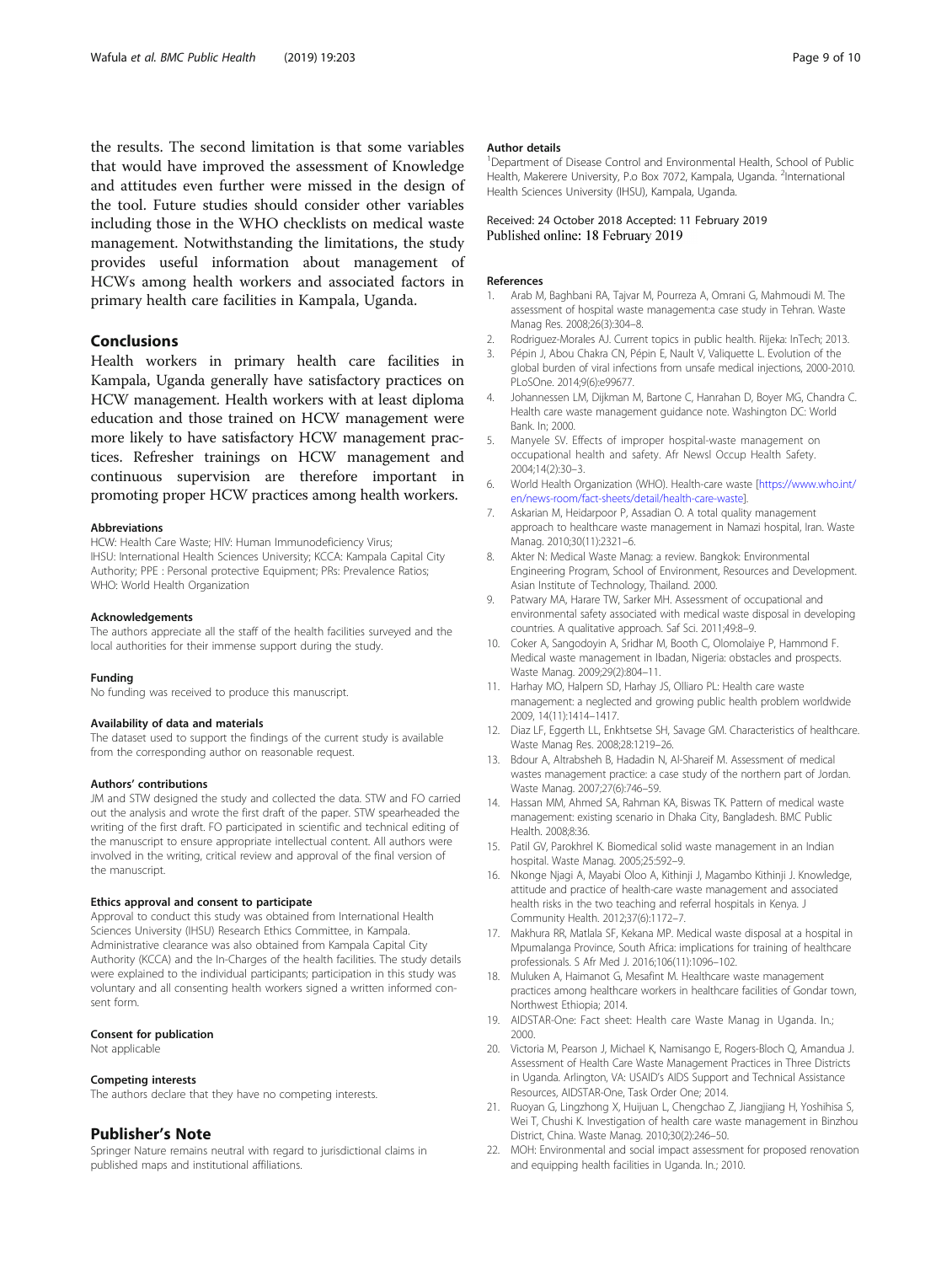the results. The second limitation is that some variables that would have improved the assessment of Knowledge and attitudes even further were missed in the design of the tool. Future studies should consider other variables including those in the WHO checklists on medical waste management. Notwithstanding the limitations, the study provides useful information about management of HCWs among health workers and associated factors in primary health care facilities in Kampala, Uganda.

## Conclusions

Health workers in primary health care facilities in Kampala, Uganda generally have satisfactory practices on HCW management. Health workers with at least diploma education and those trained on HCW management were more likely to have satisfactory HCW management practices. Refresher trainings on HCW management and continuous supervision are therefore important in promoting proper HCW practices among health workers.

#### Abbreviations

HCW: Health Care Waste; HIV: Human Immunodeficiency Virus; IHSU: International Health Sciences University; KCCA: Kampala Capital City Authority; PPE : Personal protective Equipment; PRs: Prevalence Ratios; WHO: World Health Organization

#### Acknowledgements

The authors appreciate all the staff of the health facilities surveyed and the local authorities for their immense support during the study.

#### Funding

No funding was received to produce this manuscript.

#### Availability of data and materials

The dataset used to support the findings of the current study is available from the corresponding author on reasonable request.

#### Authors' contributions

JM and STW designed the study and collected the data. STW and FO carried out the analysis and wrote the first draft of the paper. STW spearheaded the writing of the first draft. FO participated in scientific and technical editing of the manuscript to ensure appropriate intellectual content. All authors were involved in the writing, critical review and approval of the final version of the manuscript.

#### Ethics approval and consent to participate

Approval to conduct this study was obtained from International Health Sciences University (IHSU) Research Ethics Committee, in Kampala. Administrative clearance was also obtained from Kampala Capital City Authority (KCCA) and the In-Charges of the health facilities. The study details were explained to the individual participants; participation in this study was voluntary and all consenting health workers signed a written informed consent form.

#### Consent for publication

Not applicable

#### Competing interests

The authors declare that they have no competing interests.

## Publisher's Note

Springer Nature remains neutral with regard to jurisdictional claims in published maps and institutional affiliations.

#### Author details

[1]Department of Disease Control and Environmental Health, School of Public Health, Makerere University, P.o Box 7072, Kampala, Uganda. [2]International Health Sciences University (IHSU), Kampala, Uganda.

Received: 24 October 2018 Accepted: 11 February 2019
Published online: 18 February 2019

#### References

1. Arab M, Baghbani RA, Tajvar M, Pourreza A, Omrani G, Mahmoudi M. The assessment of hospital waste management:a case study in Tehran. Waste Manag Res. 2008;26(3):304–8.
2. Rodriguez-Morales AJ. Current topics in public health. Rijeka: InTech; 2013.
3. Pépin J, Abou Chakra CN, Pépin E, Nault V, Valiquette L. Evolution of the global burden of viral infections from unsafe medical injections, 2000-2010. PLoSOne. 2014;9(6):e99677.
4. Johannessen LM, Dijkman M, Bartone C, Hanrahan D, Boyer MG, Chandra C. Health care waste management guidance note. Washington DC: World Bank. In; 2000.
5. Manyele SV. Effects of improper hospital-waste management on occupational health and safety. Afr Newsl Occup Health Safety. 2004;14(2):30–3.
6. World Health Organization (WHO). Health-care waste [https://www.who.int/en/news-room/fact-sheets/detail/health-care-waste].
7. Askarian M, Heidarpoor P, Assadian O. A total quality management approach to healthcare waste management in Namazi hospital, Iran. Waste Manag. 2010;30(11):2321–6.
8. Akter N: Medical Waste Manag: a review. Bangkok: Environmental Engineering Program, School of Environment, Resources and Development. Asian Institute of Technology, Thailand. 2000.
9. Patwary MA, Harare TW, Sarker MH. Assessment of occupational and environmental safety associated with medical waste disposal in developing countries. A qualitative approach. Saf Sci. 2011;49:8–9.
10. Coker A, Sangodoyin A, Sridhar M, Booth C, Olomolaiye P, Hammond F. Medical waste management in Ibadan, Nigeria: obstacles and prospects. Waste Manag. 2009;29(2):804–11.
11. Harhay MO, Halpern SD, Harhay JS, Olliaro PL: Health care waste management: a neglected and growing public health problem worldwide 2009, 14(11):1414–1417.
12. Diaz LF, Eggerth LL, Enkhtsetse SH, Savage GM. Characteristics of healthcare. Waste Manag Res. 2008;28:1219–26.
13. Bdour A, Altrabsheh B, Hadadin N, Al-Shareif M. Assessment of medical wastes management practice: a case study of the northern part of Jordan. Waste Manag. 2007;27(6):746–59.
14. Hassan MM, Ahmed SA, Rahman KA, Biswas TK. Pattern of medical waste management: existing scenario in Dhaka City, Bangladesh. BMC Public Health. 2008;8:36.
15. Patil GV, Parokhrel K. Biomedical solid waste management in an Indian hospital. Waste Manag. 2005;25:592–9.
16. Nkonge Njagi A, Mayabi Oloo A, Kithinji J, Magambo Kithinji J. Knowledge, attitude and practice of health-care waste management and associated health risks in the two teaching and referral hospitals in Kenya. J Community Health. 2012;37(6):1172–7.
17. Makhura RR, Matlala SF, Kekana MP. Medical waste disposal at a hospital in Mpumalanga Province, South Africa: implications for training of healthcare professionals. S Afr Med J. 2016;106(11):1096–102.
18. Muluken A, Haimanot G, Mesafint M. Healthcare waste management practices among healthcare workers in healthcare facilities of Gondar town, Northwest Ethiopia; 2014.
19. AIDSTAR-One: Fact sheet: Health care Waste Manag in Uganda. In.; 2000.
20. Victoria M, Pearson J, Michael K, Namisango E, Rogers-Bloch Q, Amandua J. Assessment of Health Care Waste Management Practices in Three Districts in Uganda. Arlington, VA: USAID's AIDS Support and Technical Assistance Resources, AIDSTAR-One, Task Order One; 2014.
21. Ruoyan G, Lingzhong X, Huijuan L, Chengchao Z, Jiangjiang H, Yoshihisa S, Wei T, Chushi K. Investigation of health care waste management in Binzhou District, China. Waste Manag. 2010;30(2):246–50.
22. MOH: Environmental and social impact assessment for proposed renovation and equipping health facilities in Uganda. In.; 2010.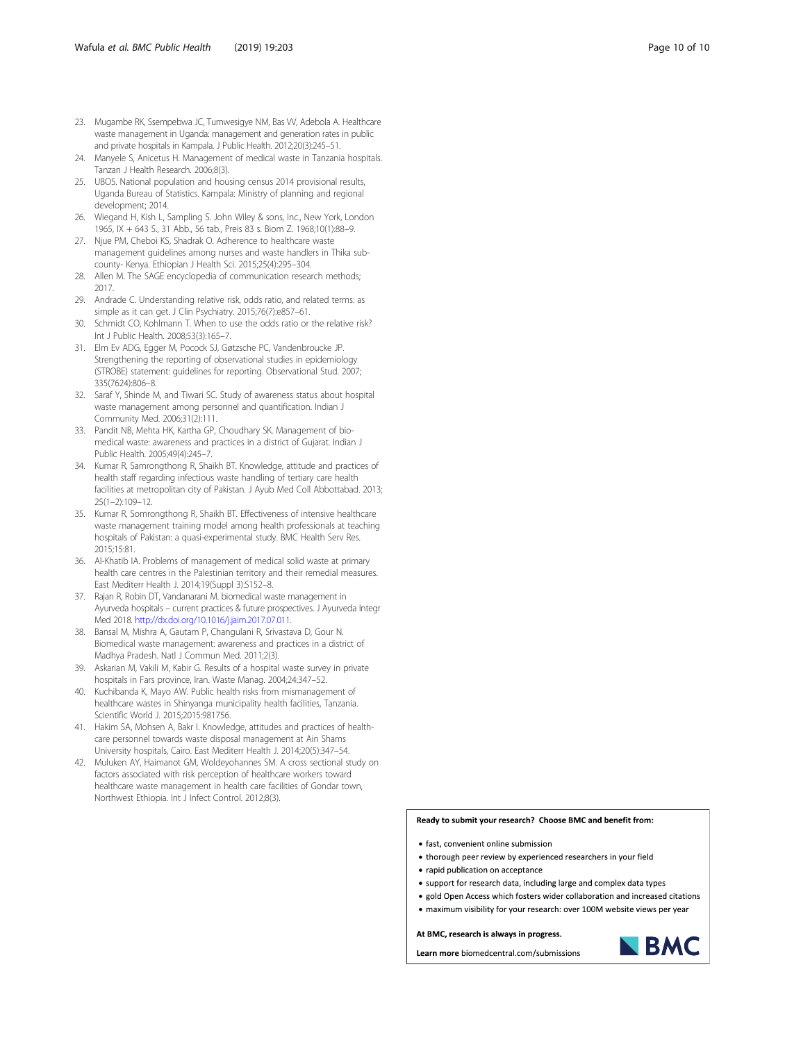23. Mugambe RK, Ssempebwa JC, Tumwesigye NM, Bas VV, Adebola A. Healthcare waste management in Uganda: management and generation rates in public and private hospitals in Kampala. J Public Health. 2012;20(3):245–51.
24. Manyele S, Anicetus H. Management of medical waste in Tanzania hospitals. Tanzan J Health Research. 2006;8(3).
25. UBOS. National population and housing census 2014 provisional results, Uganda Bureau of Statistics. Kampala: Ministry of planning and regional development; 2014.
26. Wiegand H, Kish L, Sampling S. John Wiley & sons, Inc., New York, London 1965, IX + 643 S., 31 Abb., 56 tab., Preis 83 s. Biom Z. 1968;10(1):88–9.
27. Njue PM, Cheboi KS, Shadrak O. Adherence to healthcare waste management guidelines among nurses and waste handlers in Thika sub-county- Kenya. Ethiopian J Health Sci. 2015;25(4):295–304.
28. Allen M. The SAGE encyclopedia of communication research methods; 2017.
29. Andrade C. Understanding relative risk, odds ratio, and related terms: as simple as it can get. J Clin Psychiatry. 2015;76(7):e857–61.
30. Schmidt CO, Kohlmann T. When to use the odds ratio or the relative risk? Int J Public Health. 2008;53(3):165–7.
31. Elm Ev ADG, Egger M, Pocock SJ, Gøtzsche PC, Vandenbroucke JP. Strengthening the reporting of observational studies in epidemiology (STROBE) statement: guidelines for reporting. Observational Stud. 2007; 335(7624):806–8.
32. Saraf Y, Shinde M, and Tiwari SC. Study of awareness status about hospital waste management among personnel and quantification. Indian J Community Med. 2006;31(2):111.
33. Pandit NB, Mehta HK, Kartha GP, Choudhary SK. Management of bio-medical waste: awareness and practices in a district of Gujarat. Indian J Public Health. 2005;49(4):245–7.
34. Kumar R, Samrongthong R, Shaikh BT. Knowledge, attitude and practices of health staff regarding infectious waste handling of tertiary care health facilities at metropolitan city of Pakistan. J Ayub Med Coll Abbottabad. 2013; 25(1–2):109–12.
35. Kumar R, Somrongthong R, Shaikh BT. Effectiveness of intensive healthcare waste management training model among health professionals at teaching hospitals of Pakistan: a quasi-experimental study. BMC Health Serv Res. 2015;15:81.
36. Al-Khatib IA. Problems of management of medical solid waste at primary health care centres in the Palestinian territory and their remedial measures. East Mediterr Health J. 2014;19(Suppl 3):S152–8.
37. Rajan R, Robin DT, Vandanarani M. biomedical waste management in Ayurveda hospitals – current practices & future prospectives. J Ayurveda Integr Med 2018. http://dx.doi.org/10.1016/j.jaim.2017.07.011.
38. Bansal M, Mishra A, Gautam P, Changulani R, Srivastava D, Gour N. Biomedical waste management: awareness and practices in a district of Madhya Pradesh. Natl J Commun Med. 2011;2(3).
39. Askarian M, Vakili M, Kabir G. Results of a hospital waste survey in private hospitals in Fars province, Iran. Waste Manag. 2004;24:347–52.
40. Kuchibanda K, Mayo AW. Public health risks from mismanagement of healthcare wastes in Shinyanga municipality health facilities, Tanzania. Scientific World J. 2015;2015:981756.
41. Hakim SA, Mohsen A, Bakr I. Knowledge, attitudes and practices of health-care personnel towards waste disposal management at Ain Shams University hospitals, Cairo. East Mediterr Health J. 2014;20(5):347–54.
42. Muluken AY, Haimanot GM, Woldeyohannes SM. A cross sectional study on factors associated with risk perception of healthcare workers toward healthcare waste management in health care facilities of Gondar town, Northwest Ethiopia. Int J Infect Control. 2012;8(3).

**Ready to submit your research? Choose BMC and benefit from:**

- fast, convenient online submission
- thorough peer review by experienced researchers in your field
- rapid publication on acceptance
- support for research data, including large and complex data types
- gold Open Access which fosters wider collaboration and increased citations
- maximum visibility for your research: over 100M website views per year

**At BMC, research is always in progress.**

**Learn more** biomedcentral.com/submissions

BMC